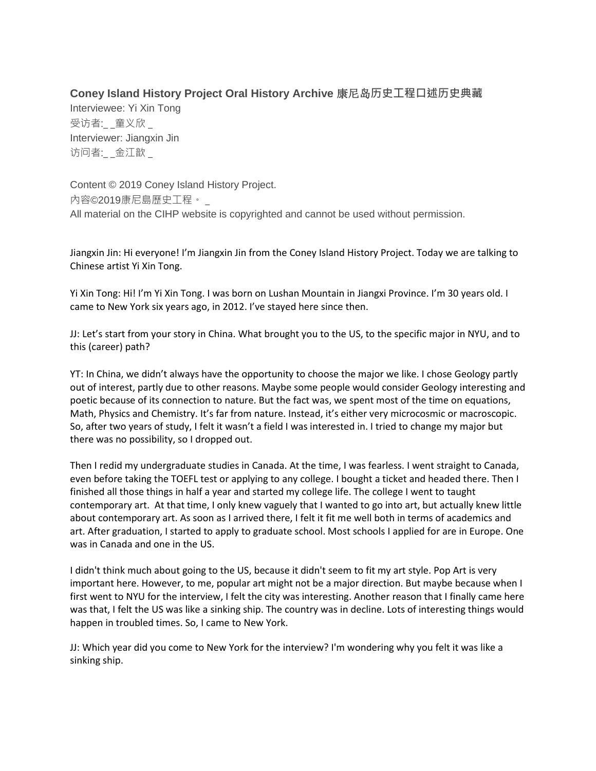**Coney Island History Project Oral History Archive 康尼岛历史工程口述历史典藏**

Interviewee: Yi Xin Tong

受访者:_ _童义欣 _

Interviewer: Jiangxin Jin

访问者:_ _金江歆 _

Content © 2019 Coney Island History Project.

內容©2019康尼島歷史工程。 _

All material on the CIHP website is copyrighted and cannot be used without permission.

Jiangxin Jin: Hi everyone! I'm Jiangxin Jin from the Coney Island History Project. Today we are talking to Chinese artist Yi Xin Tong.

Yi Xin Tong: Hi! I'm Yi Xin Tong. I was born on Lushan Mountain in Jiangxi Province. I'm 30 years old. I came to New York six years ago, in 2012. I've stayed here since then.

JJ: Let's start from your story in China. What brought you to the US, to the specific major in NYU, and to this (career) path?

YT: In China, we didn't always have the opportunity to choose the major we like. I chose Geology partly out of interest, partly due to other reasons. Maybe some people would consider Geology interesting and poetic because of its connection to nature. But the fact was, we spent most of the time on equations, Math, Physics and Chemistry. It's far from nature. Instead, it's either very microcosmic or macroscopic. So, after two years of study, I felt it wasn't a field I was interested in. I tried to change my major but there was no possibility, so I dropped out.

Then I redid my undergraduate studies in Canada. At the time, I was fearless. I went straight to Canada, even before taking the TOEFL test or applying to any college. I bought a ticket and headed there. Then I finished all those things in half a year and started my college life. The college I went to taught contemporary art. At that time, I only knew vaguely that I wanted to go into art, but actually knew little about contemporary art. As soon as I arrived there, I felt it fit me well both in terms of academics and art. After graduation, I started to apply to graduate school. Most schools I applied for are in Europe. One was in Canada and one in the US.

I didn't think much about going to the US, because it didn't seem to fit my art style. Pop Art is very important here. However, to me, popular art might not be a major direction. But maybe because when I first went to NYU for the interview, I felt the city was interesting. Another reason that I finally came here was that, I felt the US was like a sinking ship. The country was in decline. Lots of interesting things would happen in troubled times. So, I came to New York.

JJ: Which year did you come to New York for the interview? I'm wondering why you felt it was like a sinking ship.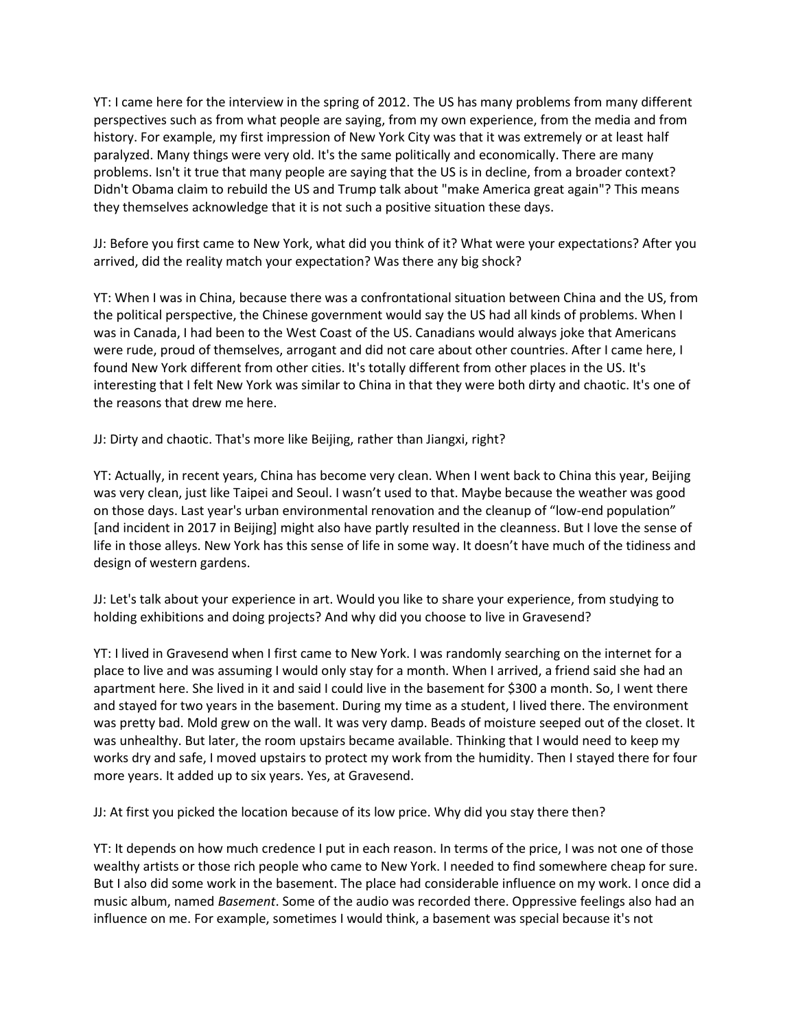YT: I came here for the interview in the spring of 2012. The US has many problems from many different perspectives such as from what people are saying, from my own experience, from the media and from history. For example, my first impression of New York City was that it was extremely or at least half paralyzed. Many things were very old. It's the same politically and economically. There are many problems. Isn't it true that many people are saying that the US is in decline, from a broader context? Didn't Obama claim to rebuild the US and Trump talk about "make America great again"? This means they themselves acknowledge that it is not such a positive situation these days.

JJ: Before you first came to New York, what did you think of it? What were your expectations? After you arrived, did the reality match your expectation? Was there any big shock?

YT: When I was in China, because there was a confrontational situation between China and the US, from the political perspective, the Chinese government would say the US had all kinds of problems. When I was in Canada, I had been to the West Coast of the US. Canadians would always joke that Americans were rude, proud of themselves, arrogant and did not care about other countries. After I came here, I found New York different from other cities. It's totally different from other places in the US. It's interesting that I felt New York was similar to China in that they were both dirty and chaotic. It's one of the reasons that drew me here.

JJ: Dirty and chaotic. That's more like Beijing, rather than Jiangxi, right?

YT: Actually, in recent years, China has become very clean. When I went back to China this year, Beijing was very clean, just like Taipei and Seoul. I wasn't used to that. Maybe because the weather was good on those days. Last year's urban environmental renovation and the cleanup of "low-end population" [and incident in 2017 in Beijing] might also have partly resulted in the cleanness. But I love the sense of life in those alleys. New York has this sense of life in some way. It doesn't have much of the tidiness and design of western gardens.

JJ: Let's talk about your experience in art. Would you like to share your experience, from studying to holding exhibitions and doing projects? And why did you choose to live in Gravesend?

YT: I lived in Gravesend when I first came to New York. I was randomly searching on the internet for a place to live and was assuming I would only stay for a month. When I arrived, a friend said she had an apartment here. She lived in it and said I could live in the basement for $300 a month. So, I went there and stayed for two years in the basement. During my time as a student, I lived there. The environment was pretty bad. Mold grew on the wall. It was very damp. Beads of moisture seeped out of the closet. It was unhealthy. But later, the room upstairs became available. Thinking that I would need to keep my works dry and safe, I moved upstairs to protect my work from the humidity. Then I stayed there for four more years. It added up to six years. Yes, at Gravesend.

JJ: At first you picked the location because of its low price. Why did you stay there then?

YT: It depends on how much credence I put in each reason. In terms of the price, I was not one of those wealthy artists or those rich people who came to New York. I needed to find somewhere cheap for sure. But I also did some work in the basement. The place had considerable influence on my work. I once did a music album, named *Basement*. Some of the audio was recorded there. Oppressive feelings also had an influence on me. For example, sometimes I would think, a basement was special because it's not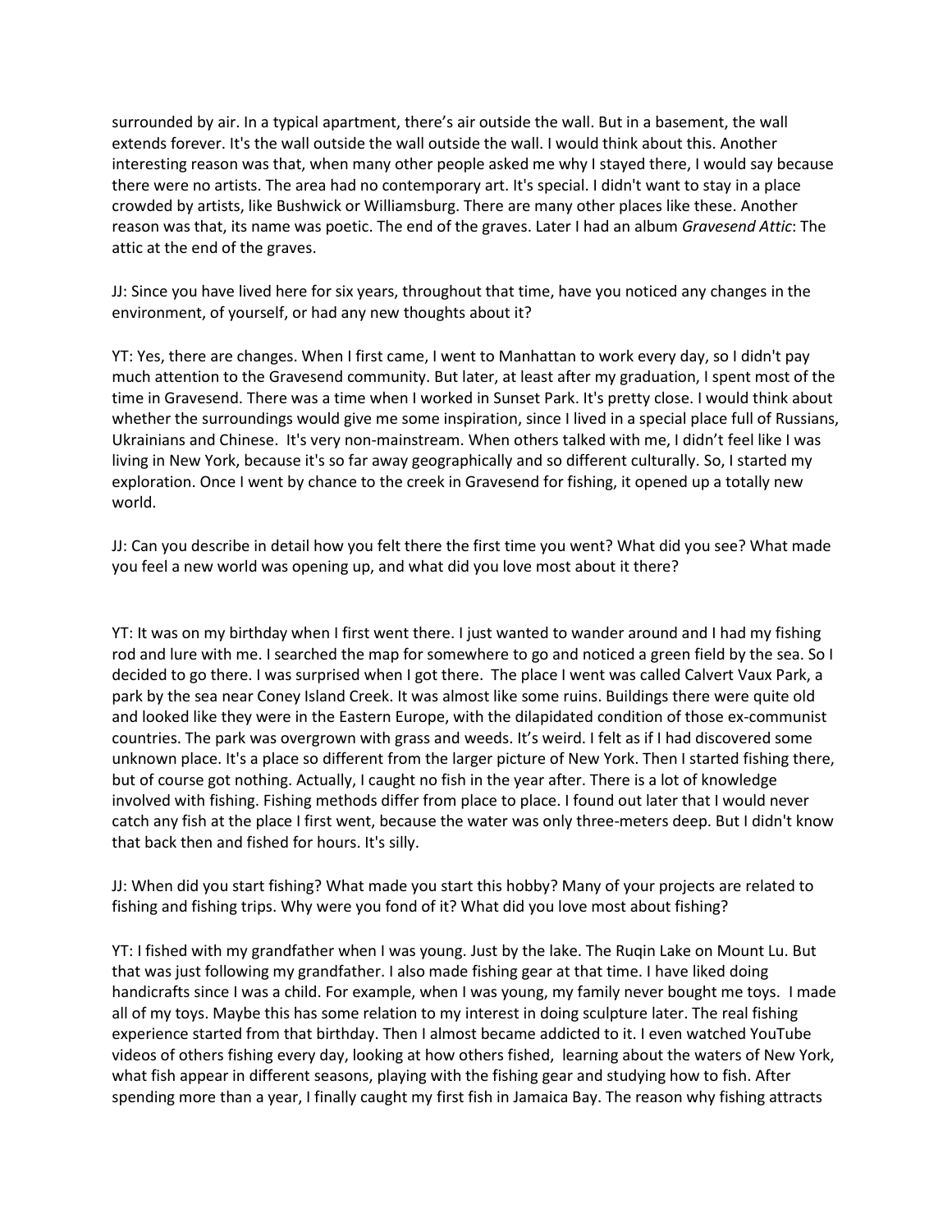surrounded by air. In a typical apartment, there's air outside the wall. But in a basement, the wall extends forever. It's the wall outside the wall outside the wall. I would think about this. Another interesting reason was that, when many other people asked me why I stayed there, I would say because there were no artists. The area had no contemporary art. It's special. I didn't want to stay in a place crowded by artists, like Bushwick or Williamsburg. There are many other places like these. Another reason was that, its name was poetic. The end of the graves. Later I had an album *Gravesend Attic*: The attic at the end of the graves.

JJ: Since you have lived here for six years, throughout that time, have you noticed any changes in the environment, of yourself, or had any new thoughts about it?

YT: Yes, there are changes. When I first came, I went to Manhattan to work every day, so I didn't pay much attention to the Gravesend community. But later, at least after my graduation, I spent most of the time in Gravesend. There was a time when I worked in Sunset Park. It's pretty close. I would think about whether the surroundings would give me some inspiration, since I lived in a special place full of Russians, Ukrainians and Chinese. It's very non-mainstream. When others talked with me, I didn't feel like I was living in New York, because it's so far away geographically and so different culturally. So, I started my exploration. Once I went by chance to the creek in Gravesend for fishing, it opened up a totally new world.

JJ: Can you describe in detail how you felt there the first time you went? What did you see? What made you feel a new world was opening up, and what did you love most about it there?

YT: It was on my birthday when I first went there. I just wanted to wander around and I had my fishing rod and lure with me. I searched the map for somewhere to go and noticed a green field by the sea. So I decided to go there. I was surprised when I got there. The place I went was called Calvert Vaux Park, a park by the sea near Coney Island Creek. It was almost like some ruins. Buildings there were quite old and looked like they were in the Eastern Europe, with the dilapidated condition of those ex-communist countries. The park was overgrown with grass and weeds. It's weird. I felt as if I had discovered some unknown place. It's a place so different from the larger picture of New York. Then I started fishing there, but of course got nothing. Actually, I caught no fish in the year after. There is a lot of knowledge involved with fishing. Fishing methods differ from place to place. I found out later that I would never catch any fish at the place I first went, because the water was only three-meters deep. But I didn't know that back then and fished for hours. It's silly.

JJ: When did you start fishing? What made you start this hobby? Many of your projects are related to fishing and fishing trips. Why were you fond of it? What did you love most about fishing?

YT: I fished with my grandfather when I was young. Just by the lake. The Ruqin Lake on Mount Lu. But that was just following my grandfather. I also made fishing gear at that time. I have liked doing handicrafts since I was a child. For example, when I was young, my family never bought me toys. I made all of my toys. Maybe this has some relation to my interest in doing sculpture later. The real fishing experience started from that birthday. Then I almost became addicted to it. I even watched YouTube videos of others fishing every day, looking at how others fished, learning about the waters of New York, what fish appear in different seasons, playing with the fishing gear and studying how to fish. After spending more than a year, I finally caught my first fish in Jamaica Bay. The reason why fishing attracts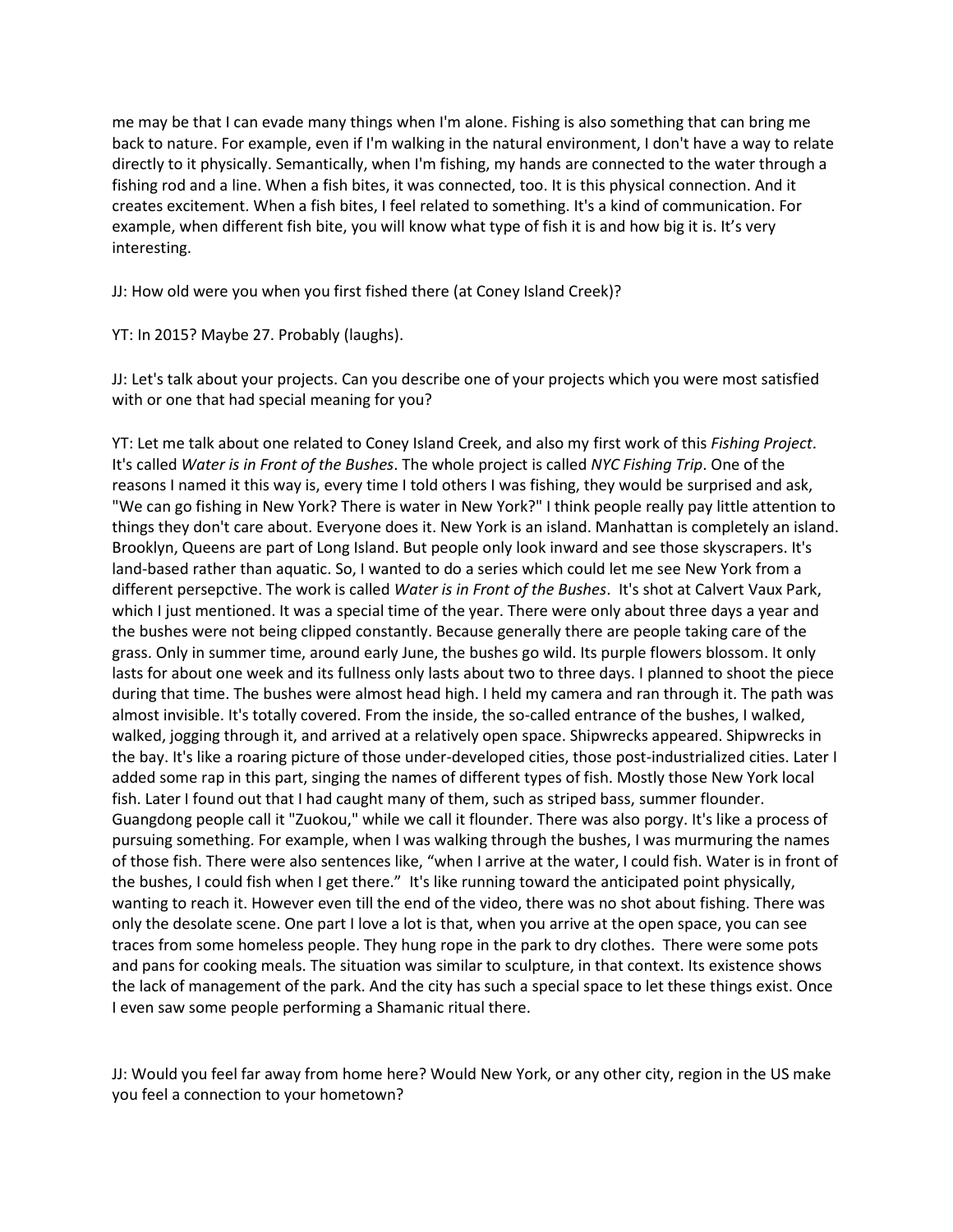me may be that I can evade many things when I'm alone. Fishing is also something that can bring me back to nature. For example, even if I'm walking in the natural environment, I don't have a way to relate directly to it physically. Semantically, when I'm fishing, my hands are connected to the water through a fishing rod and a line. When a fish bites, it was connected, too. It is this physical connection. And it creates excitement. When a fish bites, I feel related to something. It's a kind of communication. For example, when different fish bite, you will know what type of fish it is and how big it is. It's very interesting.

JJ: How old were you when you first fished there (at Coney Island Creek)?

YT: In 2015? Maybe 27. Probably (laughs).

JJ: Let's talk about your projects. Can you describe one of your projects which you were most satisfied with or one that had special meaning for you?

YT: Let me talk about one related to Coney Island Creek, and also my first work of this *Fishing Project*. It's called *Water is in Front of the Bushes*. The whole project is called *NYC Fishing Trip*. One of the reasons I named it this way is, every time I told others I was fishing, they would be surprised and ask, "We can go fishing in New York? There is water in New York?" I think people really pay little attention to things they don't care about. Everyone does it. New York is an island. Manhattan is completely an island. Brooklyn, Queens are part of Long Island. But people only look inward and see those skyscrapers. It's land-based rather than aquatic. So, I wanted to do a series which could let me see New York from a different persepctive. The work is called *Water is in Front of the Bushes*. It's shot at Calvert Vaux Park, which I just mentioned. It was a special time of the year. There were only about three days a year and the bushes were not being clipped constantly. Because generally there are people taking care of the grass. Only in summer time, around early June, the bushes go wild. Its purple flowers blossom. It only lasts for about one week and its fullness only lasts about two to three days. I planned to shoot the piece during that time. The bushes were almost head high. I held my camera and ran through it. The path was almost invisible. It's totally covered. From the inside, the so-called entrance of the bushes, I walked, walked, jogging through it, and arrived at a relatively open space. Shipwrecks appeared. Shipwrecks in the bay. It's like a roaring picture of those under-developed cities, those post-industrialized cities. Later I added some rap in this part, singing the names of different types of fish. Mostly those New York local fish. Later I found out that I had caught many of them, such as striped bass, summer flounder. Guangdong people call it "Zuokou," while we call it flounder. There was also porgy. It's like a process of pursuing something. For example, when I was walking through the bushes, I was murmuring the names of those fish. There were also sentences like, "when I arrive at the water, I could fish. Water is in front of the bushes, I could fish when I get there." It's like running toward the anticipated point physically, wanting to reach it. However even till the end of the video, there was no shot about fishing. There was only the desolate scene. One part I love a lot is that, when you arrive at the open space, you can see traces from some homeless people. They hung rope in the park to dry clothes. There were some pots and pans for cooking meals. The situation was similar to sculpture, in that context. Its existence shows the lack of management of the park. And the city has such a special space to let these things exist. Once I even saw some people performing a Shamanic ritual there.

JJ: Would you feel far away from home here? Would New York, or any other city, region in the US make you feel a connection to your hometown?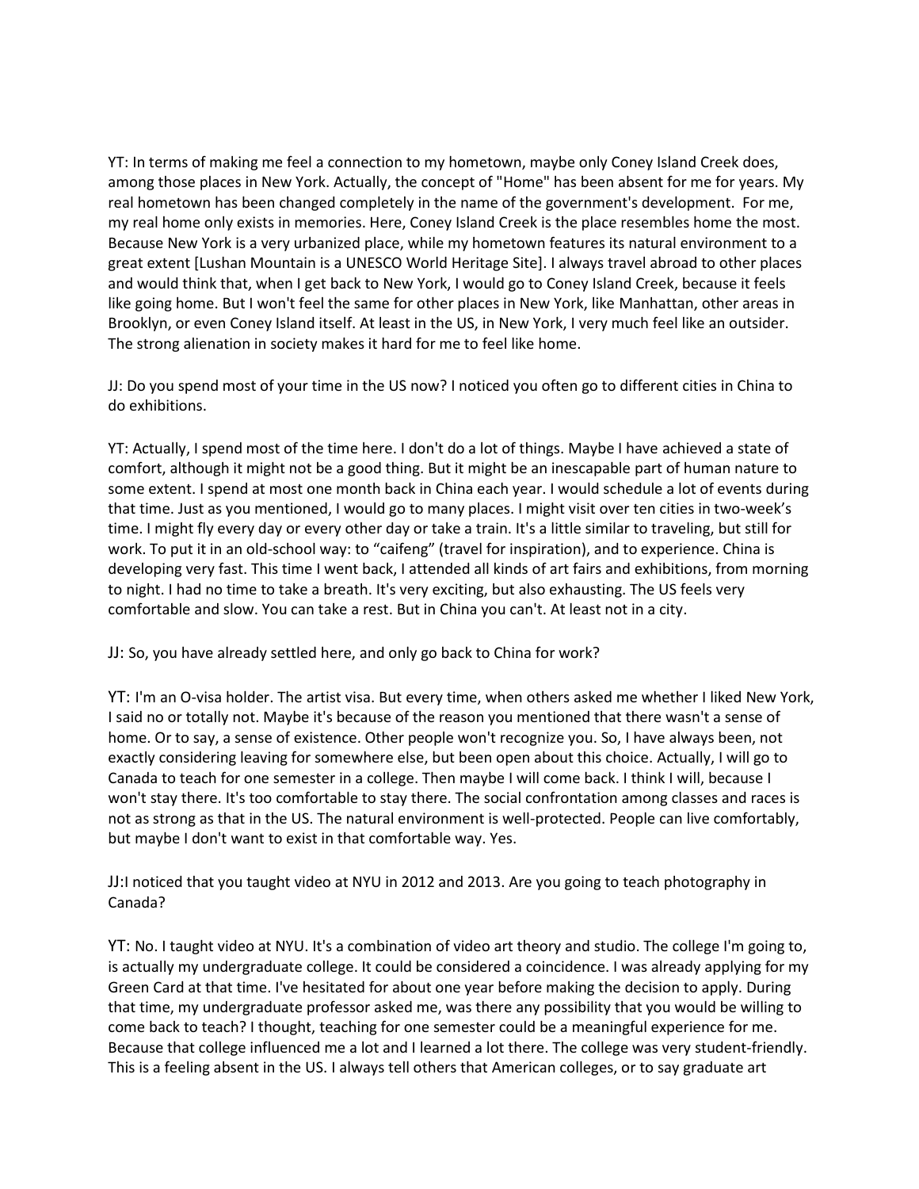YT: In terms of making me feel a connection to my hometown, maybe only Coney Island Creek does, among those places in New York. Actually, the concept of "Home" has been absent for me for years. My real hometown has been changed completely in the name of the government's development. For me, my real home only exists in memories. Here, Coney Island Creek is the place resembles home the most. Because New York is a very urbanized place, while my hometown features its natural environment to a great extent [Lushan Mountain is a UNESCO World Heritage Site]. I always travel abroad to other places and would think that, when I get back to New York, I would go to Coney Island Creek, because it feels like going home. But I won't feel the same for other places in New York, like Manhattan, other areas in Brooklyn, or even Coney Island itself. At least in the US, in New York, I very much feel like an outsider. The strong alienation in society makes it hard for me to feel like home.

JJ: Do you spend most of your time in the US now? I noticed you often go to different cities in China to do exhibitions.

YT: Actually, I spend most of the time here. I don't do a lot of things. Maybe I have achieved a state of comfort, although it might not be a good thing. But it might be an inescapable part of human nature to some extent. I spend at most one month back in China each year. I would schedule a lot of events during that time. Just as you mentioned, I would go to many places. I might visit over ten cities in two-week's time. I might fly every day or every other day or take a train. It's a little similar to traveling, but still for work. To put it in an old-school way: to "caifeng" (travel for inspiration), and to experience. China is developing very fast. This time I went back, I attended all kinds of art fairs and exhibitions, from morning to night. I had no time to take a breath. It's very exciting, but also exhausting. The US feels very comfortable and slow. You can take a rest. But in China you can't. At least not in a city.

JJ: So, you have already settled here, and only go back to China for work?

YT: I'm an O-visa holder. The artist visa. But every time, when others asked me whether I liked New York, I said no or totally not. Maybe it's because of the reason you mentioned that there wasn't a sense of home. Or to say, a sense of existence. Other people won't recognize you. So, I have always been, not exactly considering leaving for somewhere else, but been open about this choice. Actually, I will go to Canada to teach for one semester in a college. Then maybe I will come back. I think I will, because I won't stay there. It's too comfortable to stay there. The social confrontation among classes and races is not as strong as that in the US. The natural environment is well-protected. People can live comfortably, but maybe I don't want to exist in that comfortable way. Yes.

JJ:I noticed that you taught video at NYU in 2012 and 2013. Are you going to teach photography in Canada?

YT: No. I taught video at NYU. It's a combination of video art theory and studio. The college I'm going to, is actually my undergraduate college. It could be considered a coincidence. I was already applying for my Green Card at that time. I've hesitated for about one year before making the decision to apply. During that time, my undergraduate professor asked me, was there any possibility that you would be willing to come back to teach? I thought, teaching for one semester could be a meaningful experience for me. Because that college influenced me a lot and I learned a lot there. The college was very student-friendly. This is a feeling absent in the US. I always tell others that American colleges, or to say graduate art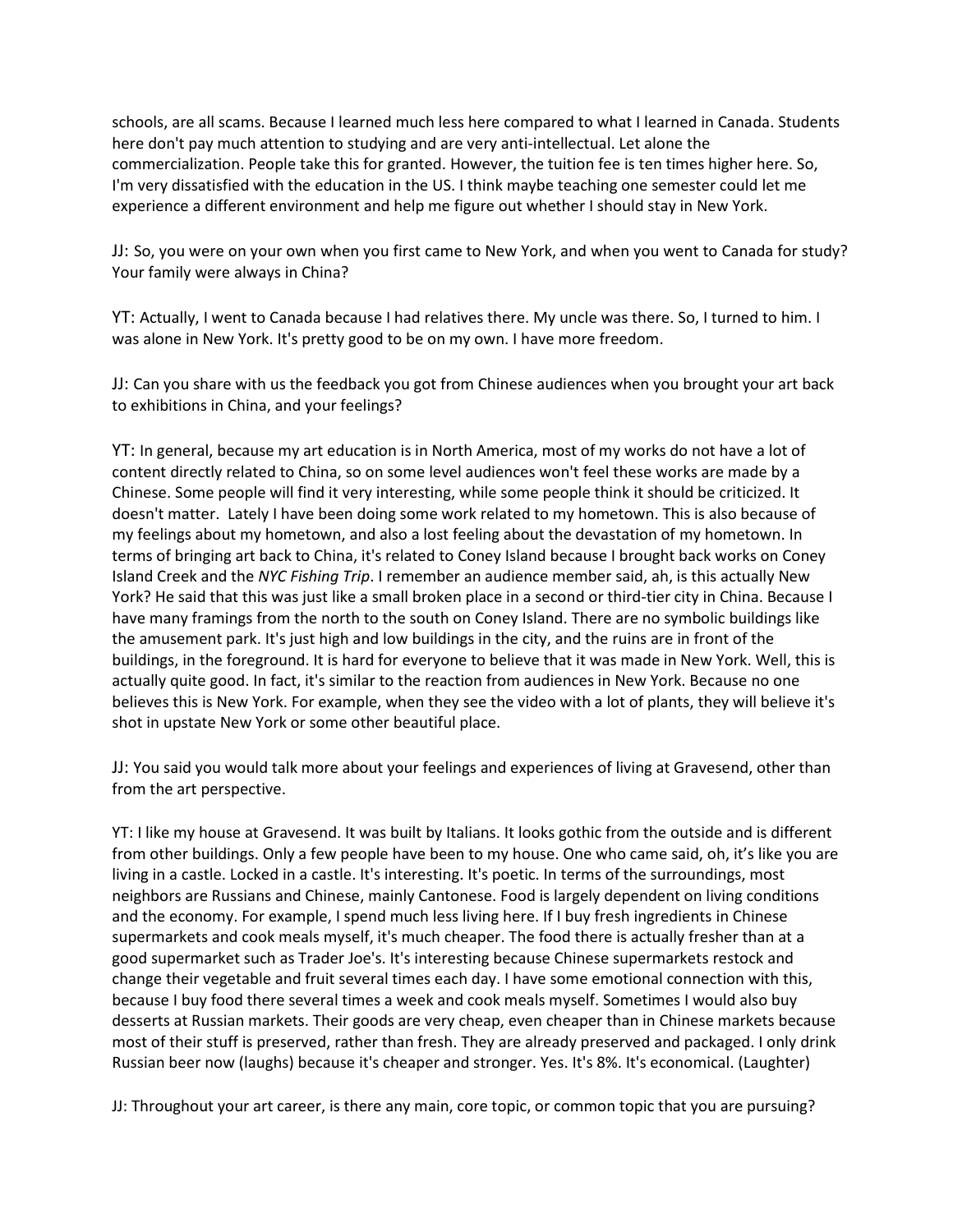schools, are all scams. Because I learned much less here compared to what I learned in Canada. Students here don't pay much attention to studying and are very anti-intellectual. Let alone the commercialization. People take this for granted. However, the tuition fee is ten times higher here. So, I'm very dissatisfied with the education in the US. I think maybe teaching one semester could let me experience a different environment and help me figure out whether I should stay in New York.

JJ: So, you were on your own when you first came to New York, and when you went to Canada for study? Your family were always in China?

YT: Actually, I went to Canada because I had relatives there. My uncle was there. So, I turned to him. I was alone in New York. It's pretty good to be on my own. I have more freedom.

JJ: Can you share with us the feedback you got from Chinese audiences when you brought your art back to exhibitions in China, and your feelings?

YT: In general, because my art education is in North America, most of my works do not have a lot of content directly related to China, so on some level audiences won't feel these works are made by a Chinese. Some people will find it very interesting, while some people think it should be criticized. It doesn't matter. Lately I have been doing some work related to my hometown. This is also because of my feelings about my hometown, and also a lost feeling about the devastation of my hometown. In terms of bringing art back to China, it's related to Coney Island because I brought back works on Coney Island Creek and the *NYC Fishing Trip*. I remember an audience member said, ah, is this actually New York? He said that this was just like a small broken place in a second or third-tier city in China. Because I have many framings from the north to the south on Coney Island. There are no symbolic buildings like the amusement park. It's just high and low buildings in the city, and the ruins are in front of the buildings, in the foreground. It is hard for everyone to believe that it was made in New York. Well, this is actually quite good. In fact, it's similar to the reaction from audiences in New York. Because no one believes this is New York. For example, when they see the video with a lot of plants, they will believe it's shot in upstate New York or some other beautiful place.

JJ: You said you would talk more about your feelings and experiences of living at Gravesend, other than from the art perspective.

YT: I like my house at Gravesend. It was built by Italians. It looks gothic from the outside and is different from other buildings. Only a few people have been to my house. One who came said, oh, it's like you are living in a castle. Locked in a castle. It's interesting. It's poetic. In terms of the surroundings, most neighbors are Russians and Chinese, mainly Cantonese. Food is largely dependent on living conditions and the economy. For example, I spend much less living here. If I buy fresh ingredients in Chinese supermarkets and cook meals myself, it's much cheaper. The food there is actually fresher than at a good supermarket such as Trader Joe's. It's interesting because Chinese supermarkets restock and change their vegetable and fruit several times each day. I have some emotional connection with this, because I buy food there several times a week and cook meals myself. Sometimes I would also buy desserts at Russian markets. Their goods are very cheap, even cheaper than in Chinese markets because most of their stuff is preserved, rather than fresh. They are already preserved and packaged. I only drink Russian beer now (laughs) because it's cheaper and stronger. Yes. It's 8%. It's economical. (Laughter)

JJ: Throughout your art career, is there any main, core topic, or common topic that you are pursuing?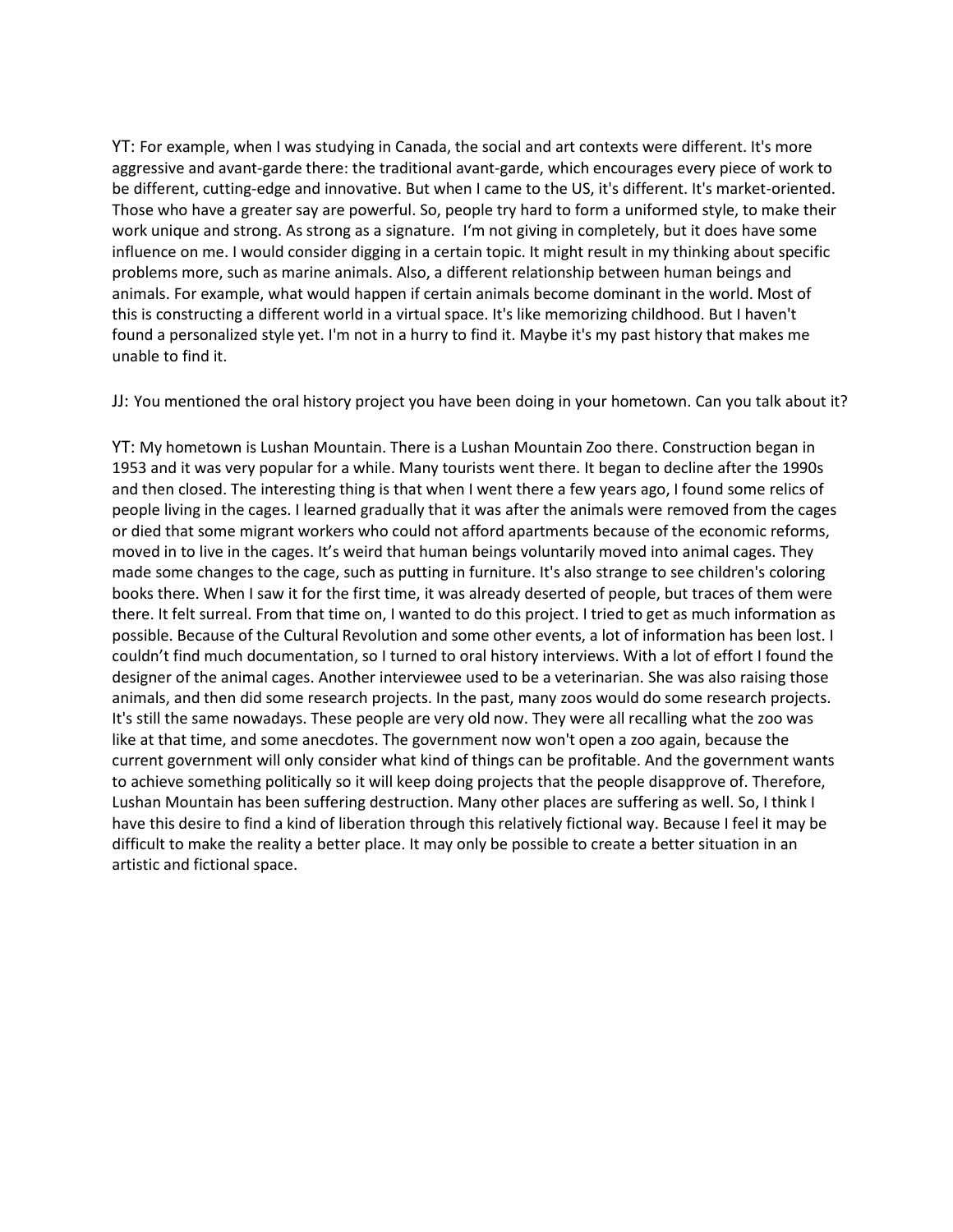YT: For example, when I was studying in Canada, the social and art contexts were different. It's more aggressive and avant-garde there: the traditional avant-garde, which encourages every piece of work to be different, cutting-edge and innovative. But when I came to the US, it's different. It's market-oriented. Those who have a greater say are powerful. So, people try hard to form a uniformed style, to make their work unique and strong. As strong as a signature. I'm not giving in completely, but it does have some influence on me. I would consider digging in a certain topic. It might result in my thinking about specific problems more, such as marine animals. Also, a different relationship between human beings and animals. For example, what would happen if certain animals become dominant in the world. Most of this is constructing a different world in a virtual space. It's like memorizing childhood. But I haven't found a personalized style yet. I'm not in a hurry to find it. Maybe it's my past history that makes me unable to find it.

JJ: You mentioned the oral history project you have been doing in your hometown. Can you talk about it?

YT: My hometown is Lushan Mountain. There is a Lushan Mountain Zoo there. Construction began in 1953 and it was very popular for a while. Many tourists went there. It began to decline after the 1990s and then closed. The interesting thing is that when I went there a few years ago, I found some relics of people living in the cages. I learned gradually that it was after the animals were removed from the cages or died that some migrant workers who could not afford apartments because of the economic reforms, moved in to live in the cages. It's weird that human beings voluntarily moved into animal cages. They made some changes to the cage, such as putting in furniture. It's also strange to see children's coloring books there. When I saw it for the first time, it was already deserted of people, but traces of them were there. It felt surreal. From that time on, I wanted to do this project. I tried to get as much information as possible. Because of the Cultural Revolution and some other events, a lot of information has been lost. I couldn't find much documentation, so I turned to oral history interviews. With a lot of effort I found the designer of the animal cages. Another interviewee used to be a veterinarian. She was also raising those animals, and then did some research projects. In the past, many zoos would do some research projects. It's still the same nowadays. These people are very old now. They were all recalling what the zoo was like at that time, and some anecdotes. The government now won't open a zoo again, because the current government will only consider what kind of things can be profitable. And the government wants to achieve something politically so it will keep doing projects that the people disapprove of. Therefore, Lushan Mountain has been suffering destruction. Many other places are suffering as well. So, I think I have this desire to find a kind of liberation through this relatively fictional way. Because I feel it may be difficult to make the reality a better place. It may only be possible to create a better situation in an artistic and fictional space.